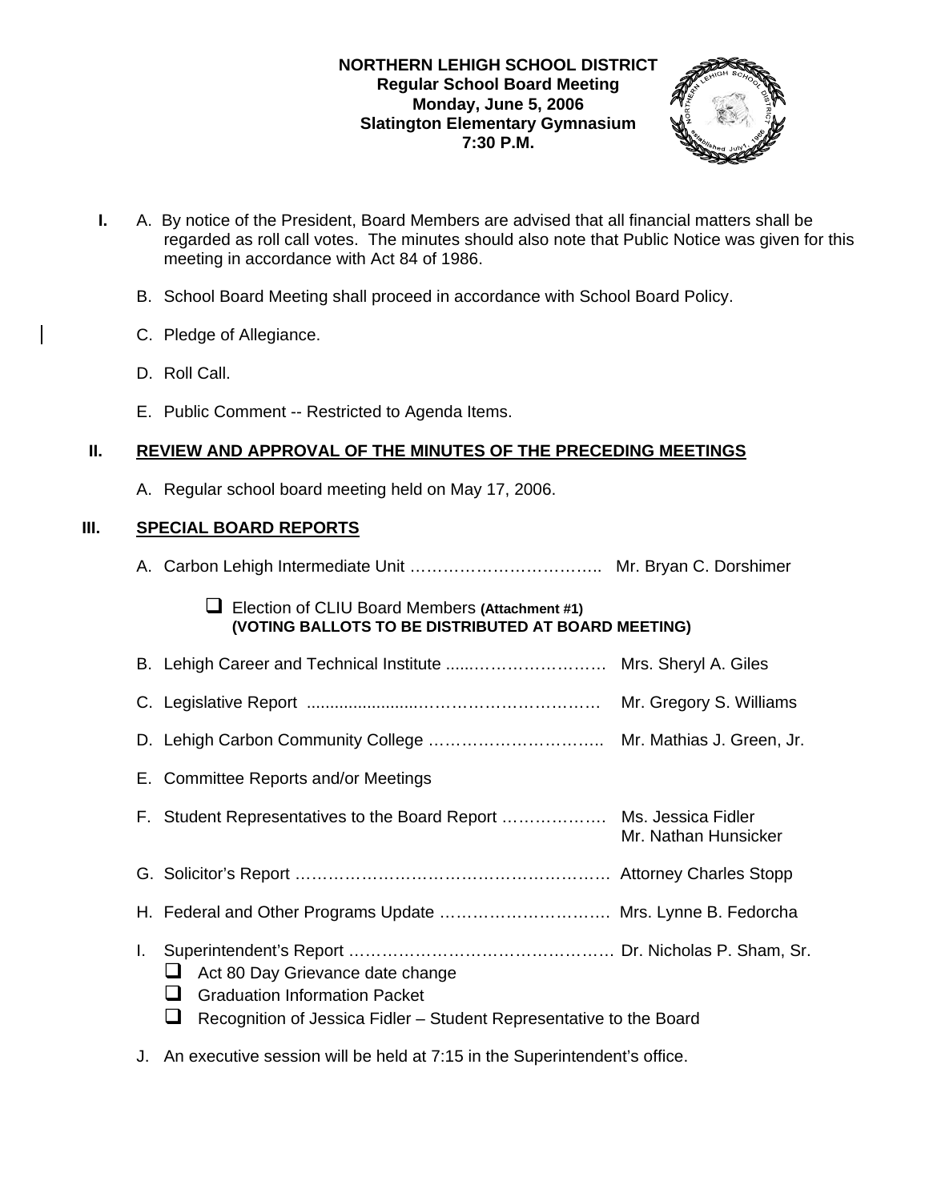**NORTHERN LEHIGH SCHOOL DISTRICT**
**Regular School Board Meeting**
**Monday, June 5, 2006**
**Slatington Elementary Gymnasium**
**7:30 P.M.**

**I.** A. By notice of the President, Board Members are advised that all financial matters shall be regarded as roll call votes. The minutes should also note that Public Notice was given for this meeting in accordance with Act 84 of 1986.

B. School Board Meeting shall proceed in accordance with School Board Policy.

C. Pledge of Allegiance.

D. Roll Call.

E. Public Comment -- Restricted to Agenda Items.

## II. REVIEW AND APPROVAL OF THE MINUTES OF THE PRECEDING MEETINGS

A. Regular school board meeting held on May 17, 2006.

## III. SPECIAL BOARD REPORTS

A. Carbon Lehigh Intermediate Unit …………………………….. Mr. Bryan C. Dorshimer

- ❑ Election of CLIU Board Members **(Attachment #1)** **(VOTING BALLOTS TO BE DISTRIBUTED AT BOARD MEETING)**

B. Lehigh Career and Technical Institute ......………………… Mrs. Sheryl A. Giles

C. Legislative Report ......................……………………… Mr. Gregory S. Williams

D. Lehigh Carbon Community College ………………………….. Mr. Mathias J. Green, Jr.

E. Committee Reports and/or Meetings

F. Student Representatives to the Board Report ………………. Ms. Jessica Fidler
Mr. Nathan Hunsicker

G. Solicitor's Report ………………………………………………… Attorney Charles Stopp

H. Federal and Other Programs Update …………………………. Mrs. Lynne B. Fedorcha

I. Superintendent's Report …………………………………………. Dr. Nicholas P. Sham, Sr.

- ❑ Act 80 Day Grievance date change
- ❑ Graduation Information Packet
- ❑ Recognition of Jessica Fidler – Student Representative to the Board

J. An executive session will be held at 7:15 in the Superintendent's office.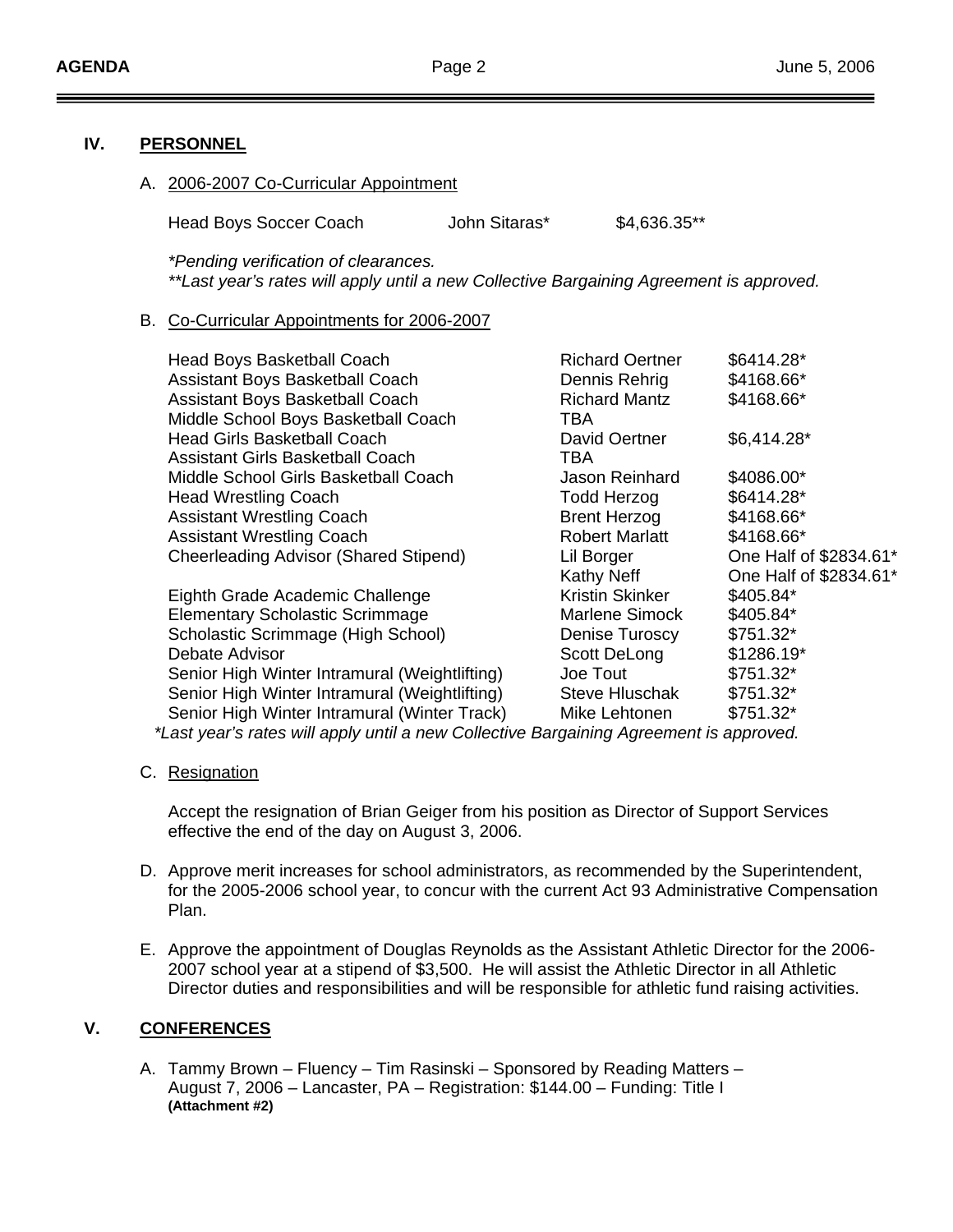## IV. PERSONNEL

A. 2006-2007 Co-Curricular Appointment

| Position | Name | Stipend |
|---|---|---|
| Head Boys Soccer Coach | John Sitaras* | $4,636.35** |

*Pending verification of clearances.*
***Last year's rates will apply until a new Collective Bargaining Agreement is approved.*

B. Co-Curricular Appointments for 2006-2007

| Position | Name | Stipend |
|---|---|---|
| Head Boys Basketball Coach | Richard Oertner | $6414.28* |
| Assistant Boys Basketball Coach | Dennis Rehrig | $4168.66* |
| Assistant Boys Basketball Coach | Richard Mantz | $4168.66* |
| Middle School Boys Basketball Coach | TBA | |
| Head Girls Basketball Coach | David Oertner | $6,414.28* |
| Assistant Girls Basketball Coach | TBA | |
| Middle School Girls Basketball Coach | Jason Reinhard | $4086.00* |
| Head Wrestling Coach | Todd Herzog | $6414.28* |
| Assistant Wrestling Coach | Brent Herzog | $4168.66* |
| Assistant Wrestling Coach | Robert Marlatt | $4168.66* |
| Cheerleading Advisor (Shared Stipend) | Lil Borger | One Half of $2834.61* |
| | Kathy Neff | One Half of $2834.61* |
| Eighth Grade Academic Challenge | Kristin Skinker | $405.84* |
| Elementary Scholastic Scrimmage | Marlene Simock | $405.84* |
| Scholastic Scrimmage (High School) | Denise Turoscy | $751.32* |
| Debate Advisor | Scott DeLong | $1286.19* |
| Senior High Winter Intramural (Weightlifting) | Joe Tout | $751.32* |
| Senior High Winter Intramural (Weightlifting) | Steve Hluschak | $751.32* |
| Senior High Winter Intramural (Winter Track) | Mike Lehtonen | $751.32* |

*Last year's rates will apply until a new Collective Bargaining Agreement is approved.*

C. Resignation

Accept the resignation of Brian Geiger from his position as Director of Support Services effective the end of the day on August 3, 2006.

D. Approve merit increases for school administrators, as recommended by the Superintendent, for the 2005-2006 school year, to concur with the current Act 93 Administrative Compensation Plan.

E. Approve the appointment of Douglas Reynolds as the Assistant Athletic Director for the 2006-2007 school year at a stipend of $3,500. He will assist the Athletic Director in all Athletic Director duties and responsibilities and will be responsible for athletic fund raising activities.

## V. CONFERENCES

A. Tammy Brown – Fluency – Tim Rasinski – Sponsored by Reading Matters – August 7, 2006 – Lancaster, PA – Registration: $144.00 – Funding: Title I **(Attachment #2)**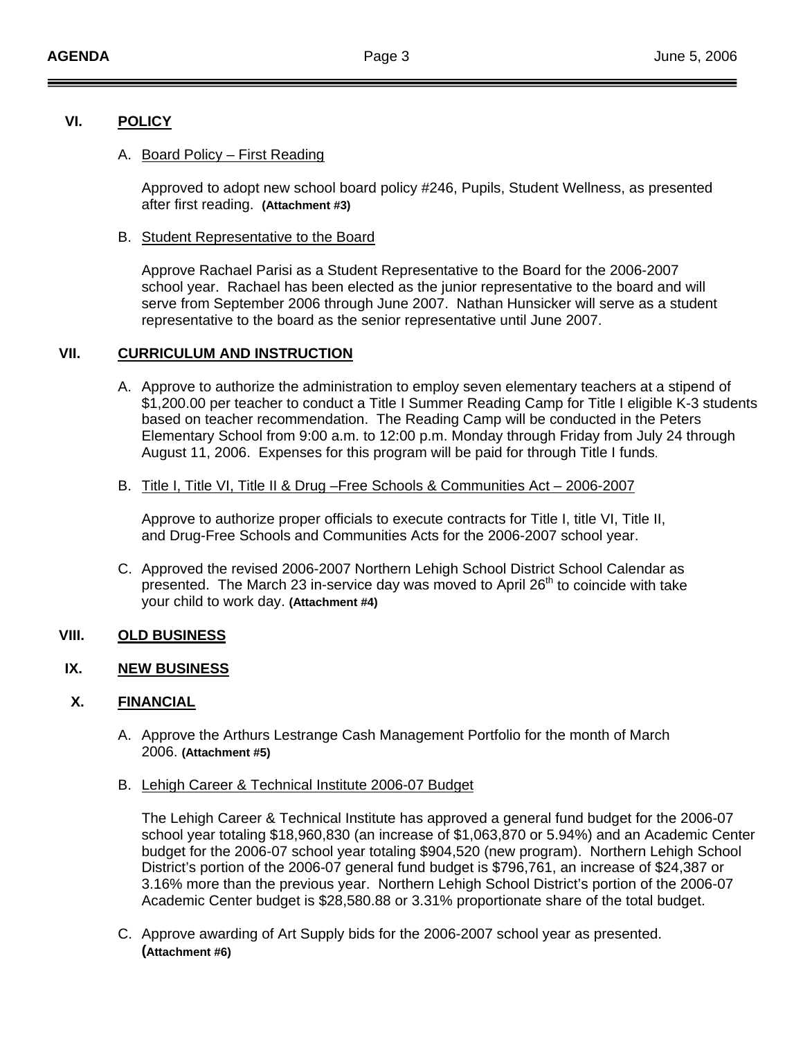## VI. POLICY

A. Board Policy – First Reading

Approved to adopt new school board policy #246, Pupils, Student Wellness, as presented after first reading. **(Attachment #3)**

B. Student Representative to the Board

Approve Rachael Parisi as a Student Representative to the Board for the 2006-2007 school year. Rachael has been elected as the junior representative to the board and will serve from September 2006 through June 2007. Nathan Hunsicker will serve as a student representative to the board as the senior representative until June 2007.

## VII. CURRICULUM AND INSTRUCTION

A. Approve to authorize the administration to employ seven elementary teachers at a stipend of $1,200.00 per teacher to conduct a Title I Summer Reading Camp for Title I eligible K-3 students based on teacher recommendation. The Reading Camp will be conducted in the Peters Elementary School from 9:00 a.m. to 12:00 p.m. Monday through Friday from July 24 through August 11, 2006. Expenses for this program will be paid for through Title I funds.

B. Title I, Title VI, Title II & Drug –Free Schools & Communities Act – 2006-2007

Approve to authorize proper officials to execute contracts for Title I, title VI, Title II, and Drug-Free Schools and Communities Acts for the 2006-2007 school year.

C. Approved the revised 2006-2007 Northern Lehigh School District School Calendar as presented. The March 23 in-service day was moved to April 26th to coincide with take your child to work day. **(Attachment #4)**

## VIII. OLD BUSINESS

## IX. NEW BUSINESS

## X. FINANCIAL

A. Approve the Arthurs Lestrange Cash Management Portfolio for the month of March 2006. **(Attachment #5)**

B. Lehigh Career & Technical Institute 2006-07 Budget

The Lehigh Career & Technical Institute has approved a general fund budget for the 2006-07 school year totaling $18,960,830 (an increase of $1,063,870 or 5.94%) and an Academic Center budget for the 2006-07 school year totaling $904,520 (new program). Northern Lehigh School District's portion of the 2006-07 general fund budget is $796,761, an increase of $24,387 or 3.16% more than the previous year. Northern Lehigh School District's portion of the 2006-07 Academic Center budget is $28,580.88 or 3.31% proportionate share of the total budget.

C. Approve awarding of Art Supply bids for the 2006-2007 school year as presented. **(Attachment #6)**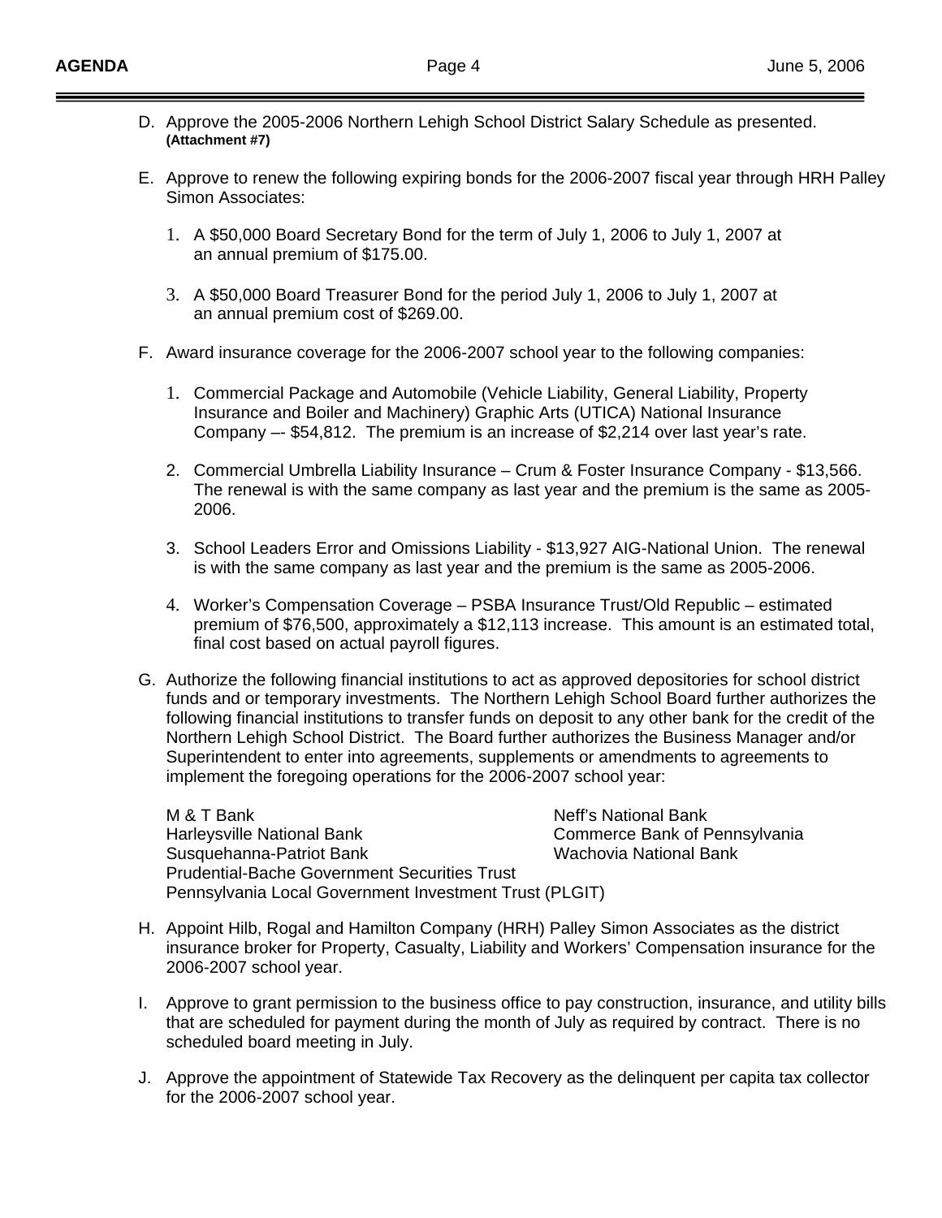D. Approve the 2005-2006 Northern Lehigh School District Salary Schedule as presented. **(Attachment #7)**

E. Approve to renew the following expiring bonds for the 2006-2007 fiscal year through HRH Palley Simon Associates:

1. A $50,000 Board Secretary Bond for the term of July 1, 2006 to July 1, 2007 at an annual premium of $175.00.

3. A $50,000 Board Treasurer Bond for the period July 1, 2006 to July 1, 2007 at an annual premium cost of $269.00.

F. Award insurance coverage for the 2006-2007 school year to the following companies:

1. Commercial Package and Automobile (Vehicle Liability, General Liability, Property Insurance and Boiler and Machinery) Graphic Arts (UTICA) National Insurance Company –- $54,812. The premium is an increase of $2,214 over last year's rate.

2. Commercial Umbrella Liability Insurance – Crum & Foster Insurance Company - $13,566. The renewal is with the same company as last year and the premium is the same as 2005-2006.

3. School Leaders Error and Omissions Liability - $13,927 AIG-National Union. The renewal is with the same company as last year and the premium is the same as 2005-2006.

4. Worker's Compensation Coverage – PSBA Insurance Trust/Old Republic – estimated premium of $76,500, approximately a $12,113 increase. This amount is an estimated total, final cost based on actual payroll figures.

G. Authorize the following financial institutions to act as approved depositories for school district funds and or temporary investments. The Northern Lehigh School Board further authorizes the following financial institutions to transfer funds on deposit to any other bank for the credit of the Northern Lehigh School District. The Board further authorizes the Business Manager and/or Superintendent to enter into agreements, supplements or amendments to agreements to implement the foregoing operations for the 2006-2007 school year:

M & T Bank
Neff's National Bank
Harleysville National Bank
Commerce Bank of Pennsylvania
Susquehanna-Patriot Bank
Wachovia National Bank
Prudential-Bache Government Securities Trust
Pennsylvania Local Government Investment Trust (PLGIT)

H. Appoint Hilb, Rogal and Hamilton Company (HRH) Palley Simon Associates as the district insurance broker for Property, Casualty, Liability and Workers' Compensation insurance for the 2006-2007 school year.

I. Approve to grant permission to the business office to pay construction, insurance, and utility bills that are scheduled for payment during the month of July as required by contract. There is no scheduled board meeting in July.

J. Approve the appointment of Statewide Tax Recovery as the delinquent per capita tax collector for the 2006-2007 school year.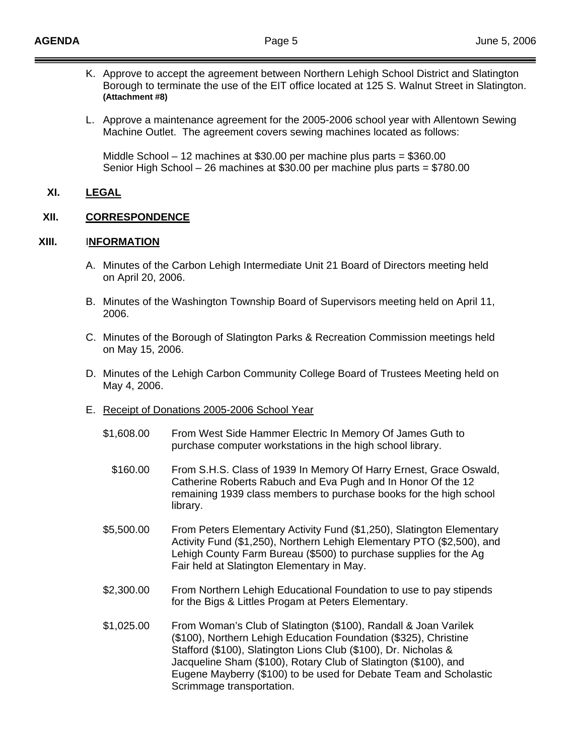K. Approve to accept the agreement between Northern Lehigh School District and Slatington Borough to terminate the use of the EIT office located at 125 S. Walnut Street in Slatington. **(Attachment #8)**

L. Approve a maintenance agreement for the 2005-2006 school year with Allentown Sewing Machine Outlet. The agreement covers sewing machines located as follows:

Middle School – 12 machines at $30.00 per machine plus parts = $360.00
Senior High School – 26 machines at $30.00 per machine plus parts = $780.00

## XI. LEGAL

## XII. CORRESPONDENCE

## XIII. INFORMATION

A. Minutes of the Carbon Lehigh Intermediate Unit 21 Board of Directors meeting held on April 20, 2006.

B. Minutes of the Washington Township Board of Supervisors meeting held on April 11, 2006.

C. Minutes of the Borough of Slatington Parks & Recreation Commission meetings held on May 15, 2006.

D. Minutes of the Lehigh Carbon Community College Board of Trustees Meeting held on May 4, 2006.

E. Receipt of Donations 2005-2006 School Year

| | |
|---|---|
| $1,608.00 | From West Side Hammer Electric In Memory Of James Guth to purchase computer workstations in the high school library. |
| $160.00 | From S.H.S. Class of 1939 In Memory Of Harry Ernest, Grace Oswald, Catherine Roberts Rabuch and Eva Pugh and In Honor Of the 12 remaining 1939 class members to purchase books for the high school library. |
| $5,500.00 | From Peters Elementary Activity Fund ($1,250), Slatington Elementary Activity Fund ($1,250), Northern Lehigh Elementary PTO ($2,500), and Lehigh County Farm Bureau ($500) to purchase supplies for the Ag Fair held at Slatington Elementary in May. |
| $2,300.00 | From Northern Lehigh Educational Foundation to use to pay stipends for the Bigs & Littles Progam at Peters Elementary. |
| $1,025.00 | From Woman's Club of Slatington ($100), Randall & Joan Varilek ($100), Northern Lehigh Education Foundation ($325), Christine Stafford ($100), Slatington Lions Club ($100), Dr. Nicholas & Jacqueline Sham ($100), Rotary Club of Slatington ($100), and Eugene Mayberry ($100) to be used for Debate Team and Scholastic Scrimmage transportation. |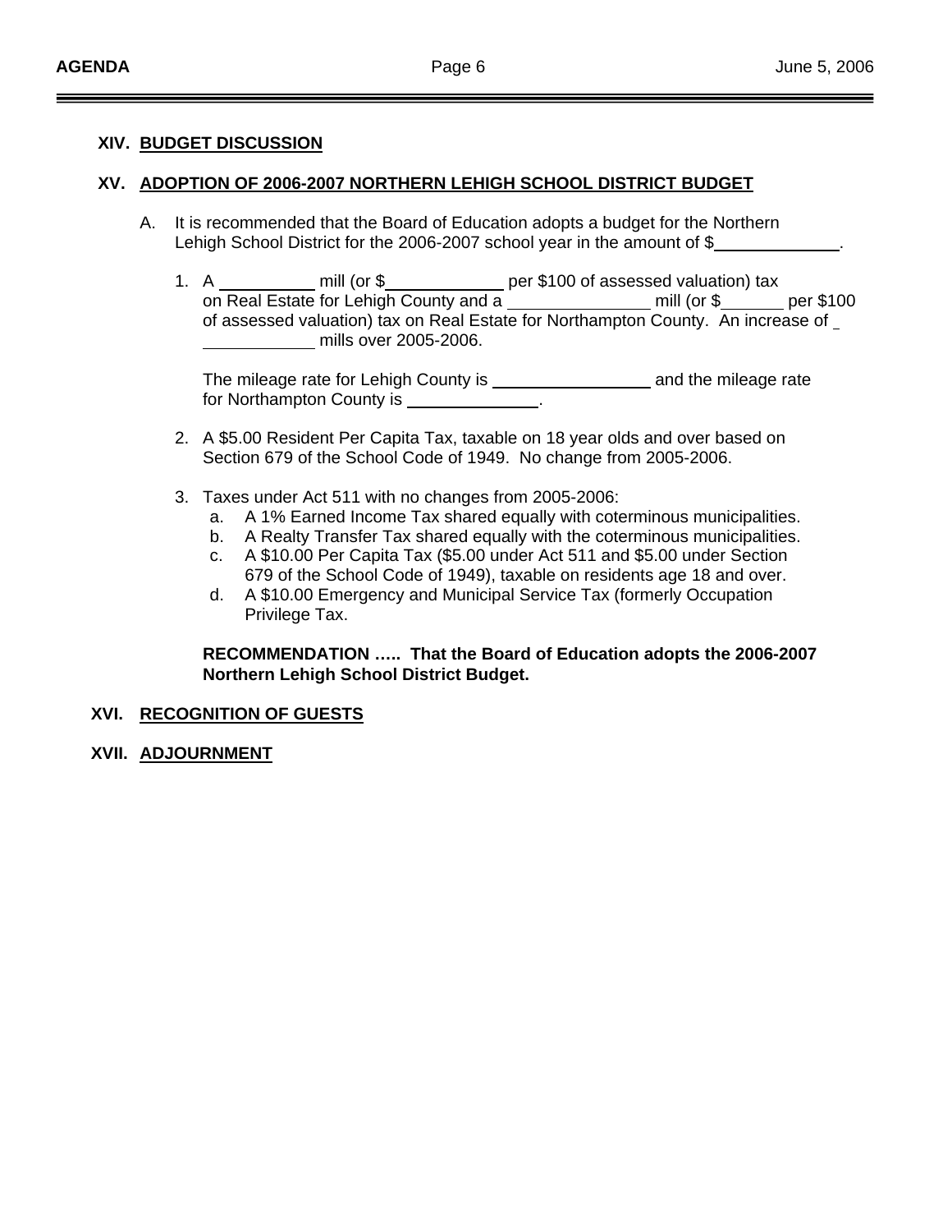**XIV. BUDGET DISCUSSION**

**XV. ADOPTION OF 2006-2007 NORTHERN LEHIGH SCHOOL DISTRICT BUDGET**

A. It is recommended that the Board of Education adopts a budget for the Northern Lehigh School District for the 2006-2007 school year in the amount of $_____________.

1. A __________ mill (or $____________ per $100 of assessed valuation) tax on Real Estate for Lehigh County and a _______________ mill (or $_______ per $100 of assessed valuation) tax on Real Estate for Northampton County. An increase of ____________ mills over 2005-2006.

   The mileage rate for Lehigh County is ________________ and the mileage rate for Northampton County is ______________.

2. A $5.00 Resident Per Capita Tax, taxable on 18 year olds and over based on Section 679 of the School Code of 1949. No change from 2005-2006.

3. Taxes under Act 511 with no changes from 2005-2006:
   a. A 1% Earned Income Tax shared equally with coterminous municipalities.
   b. A Realty Transfer Tax shared equally with the coterminous municipalities.
   c. A $10.00 Per Capita Tax ($5.00 under Act 511 and $5.00 under Section 679 of the School Code of 1949), taxable on residents age 18 and over.
   d. A $10.00 Emergency and Municipal Service Tax (formerly Occupation Privilege Tax.

**RECOMMENDATION ….. That the Board of Education adopts the 2006-2007 Northern Lehigh School District Budget.**

**XVI. RECOGNITION OF GUESTS**

**XVII. ADJOURNMENT**